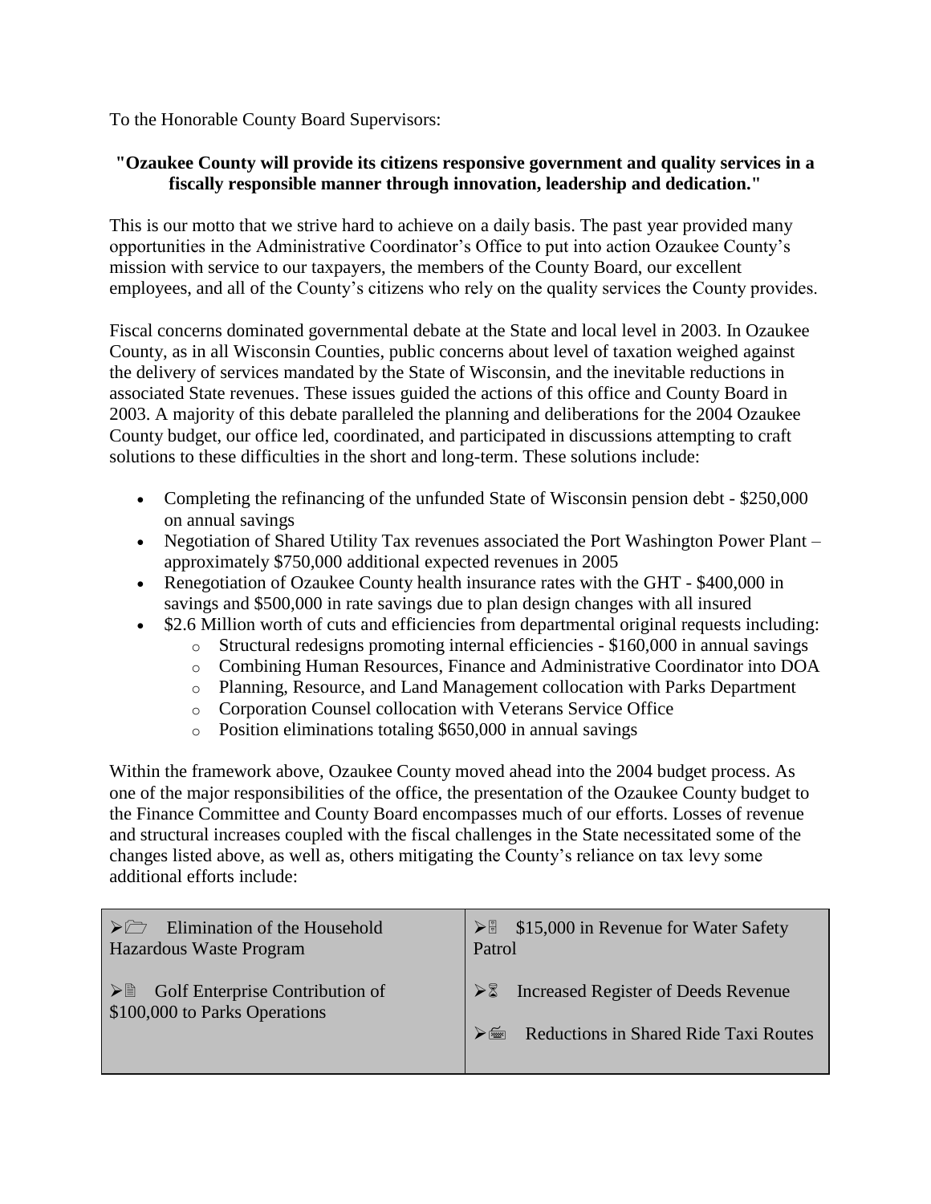To the Honorable County Board Supervisors:

**"Ozaukee County will provide its citizens responsive government and quality services in a fiscally responsible manner through innovation, leadership and dedication."**

This is our motto that we strive hard to achieve on a daily basis. The past year provided many opportunities in the Administrative Coordinator's Office to put into action Ozaukee County's mission with service to our taxpayers, the members of the County Board, our excellent employees, and all of the County's citizens who rely on the quality services the County provides.

Fiscal concerns dominated governmental debate at the State and local level in 2003. In Ozaukee County, as in all Wisconsin Counties, public concerns about level of taxation weighed against the delivery of services mandated by the State of Wisconsin, and the inevitable reductions in associated State revenues. These issues guided the actions of this office and County Board in 2003. A majority of this debate paralleled the planning and deliberations for the 2004 Ozaukee County budget, our office led, coordinated, and participated in discussions attempting to craft solutions to these difficulties in the short and long-term. These solutions include:

- Completing the refinancing of the unfunded State of Wisconsin pension debt - $250,000 on annual savings
- Negotiation of Shared Utility Tax revenues associated the Port Washington Power Plant – approximately $750,000 additional expected revenues in 2005
- Renegotiation of Ozaukee County health insurance rates with the GHT - $400,000 in savings and $500,000 in rate savings due to plan design changes with all insured
- $2.6 Million worth of cuts and efficiencies from departmental original requests including:
    - Structural redesigns promoting internal efficiencies - $160,000 in annual savings
    - Combining Human Resources, Finance and Administrative Coordinator into DOA
    - Planning, Resource, and Land Management collocation with Parks Department
    - Corporation Counsel collocation with Veterans Service Office
    - Position eliminations totaling $650,000 in annual savings

Within the framework above, Ozaukee County moved ahead into the 2004 budget process. As one of the major responsibilities of the office, the presentation of the Ozaukee County budget to the Finance Committee and County Board encompasses much of our efforts. Losses of revenue and structural increases coupled with the fiscal challenges in the State necessitated some of the changes listed above, as well as, others mitigating the County's reliance on tax levy some additional efforts include:

| | |
|---|---|
| ➢ Elimination of the Household Hazardous Waste Program | ➢ $15,000 in Revenue for Water Safety Patrol |
| ➢ Golf Enterprise Contribution of $100,000 to Parks Operations | ➢ Increased Register of Deeds Revenue |
| | ➢ Reductions in Shared Ride Taxi Routes |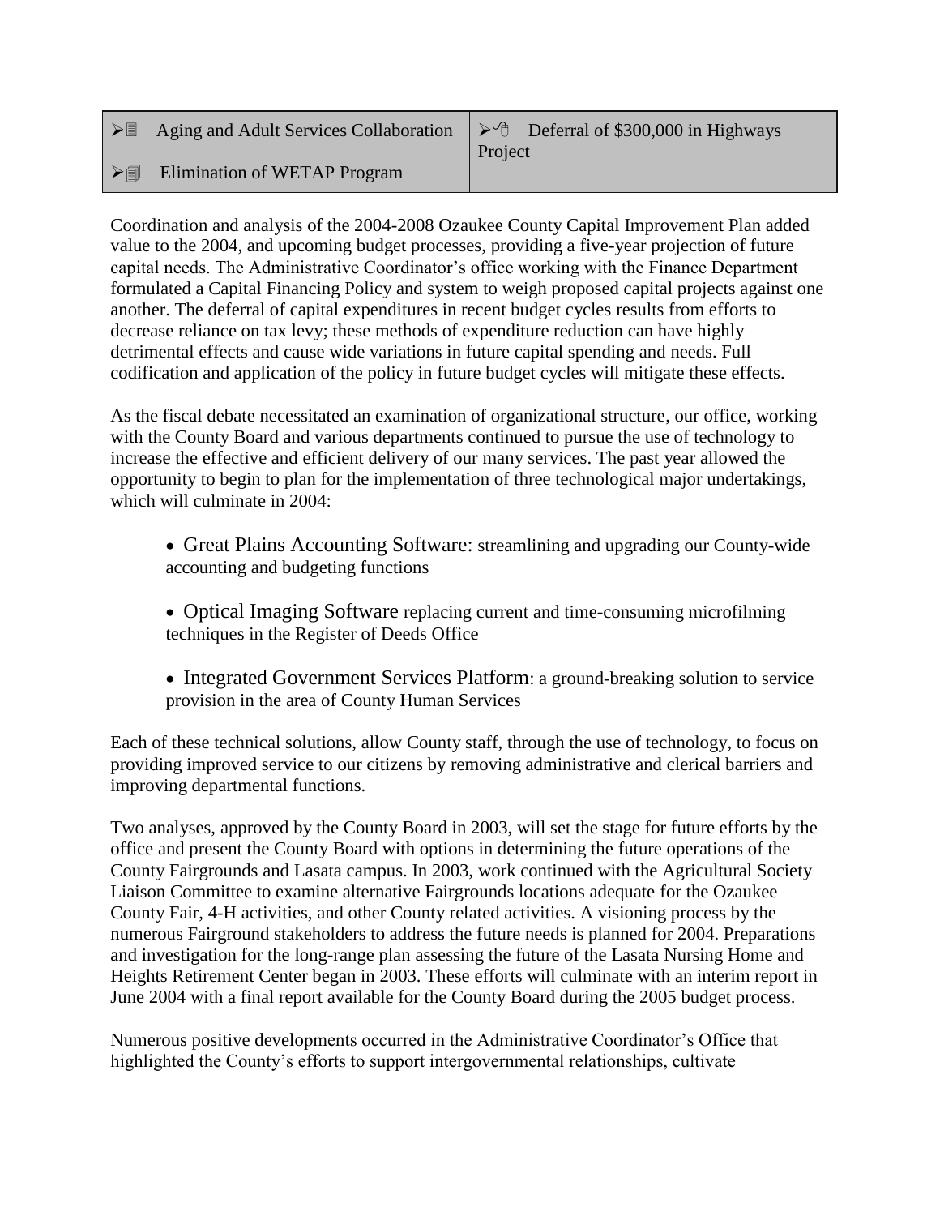| | |
|---|---|
| ➢ Aging and Adult Services Collaboration<br>➢ Elimination of WETAP Program | ➢ Deferral of $300,000 in Highways Project |

Coordination and analysis of the 2004-2008 Ozaukee County Capital Improvement Plan added value to the 2004, and upcoming budget processes, providing a five-year projection of future capital needs. The Administrative Coordinator's office working with the Finance Department formulated a Capital Financing Policy and system to weigh proposed capital projects against one another. The deferral of capital expenditures in recent budget cycles results from efforts to decrease reliance on tax levy; these methods of expenditure reduction can have highly detrimental effects and cause wide variations in future capital spending and needs. Full codification and application of the policy in future budget cycles will mitigate these effects.

As the fiscal debate necessitated an examination of organizational structure, our office, working with the County Board and various departments continued to pursue the use of technology to increase the effective and efficient delivery of our many services. The past year allowed the opportunity to begin to plan for the implementation of three technological major undertakings, which will culminate in 2004:

- Great Plains Accounting Software: streamlining and upgrading our County-wide accounting and budgeting functions
- Optical Imaging Software replacing current and time-consuming microfilming techniques in the Register of Deeds Office
- Integrated Government Services Platform: a ground-breaking solution to service provision in the area of County Human Services

Each of these technical solutions, allow County staff, through the use of technology, to focus on providing improved service to our citizens by removing administrative and clerical barriers and improving departmental functions.

Two analyses, approved by the County Board in 2003, will set the stage for future efforts by the office and present the County Board with options in determining the future operations of the County Fairgrounds and Lasata campus. In 2003, work continued with the Agricultural Society Liaison Committee to examine alternative Fairgrounds locations adequate for the Ozaukee County Fair, 4-H activities, and other County related activities. A visioning process by the numerous Fairground stakeholders to address the future needs is planned for 2004. Preparations and investigation for the long-range plan assessing the future of the Lasata Nursing Home and Heights Retirement Center began in 2003. These efforts will culminate with an interim report in June 2004 with a final report available for the County Board during the 2005 budget process.

Numerous positive developments occurred in the Administrative Coordinator's Office that highlighted the County's efforts to support intergovernmental relationships, cultivate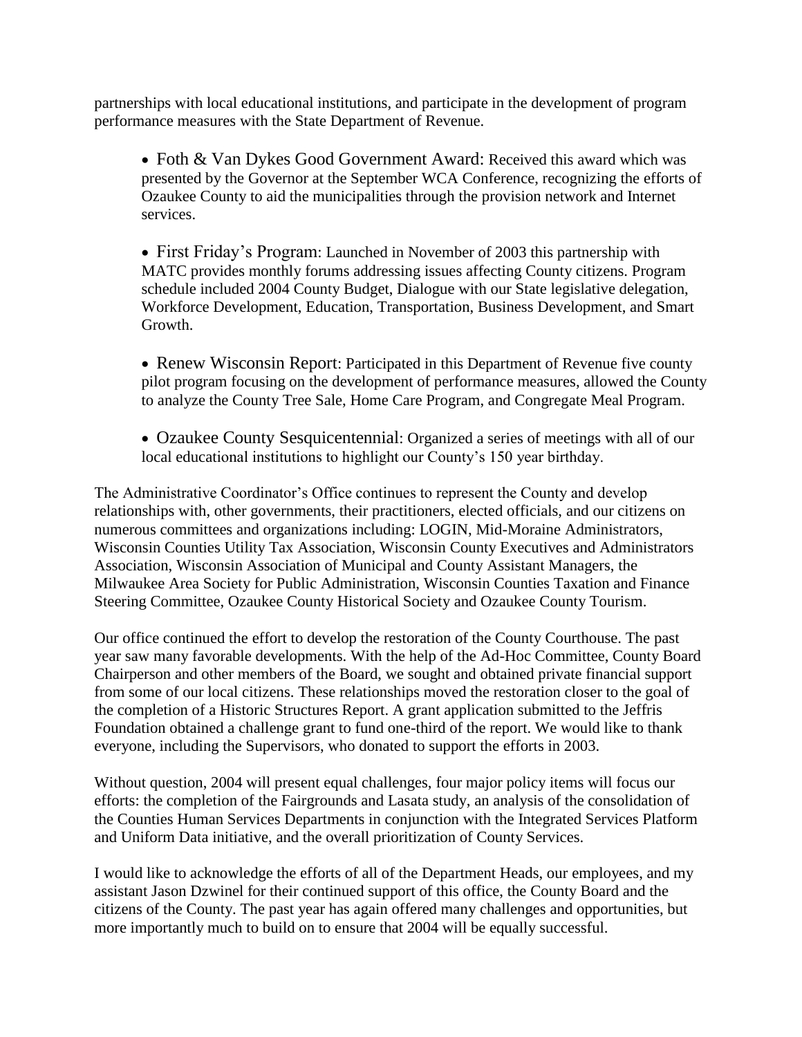partnerships with local educational institutions, and participate in the development of program performance measures with the State Department of Revenue.

- Foth & Van Dykes Good Government Award: Received this award which was presented by the Governor at the September WCA Conference, recognizing the efforts of Ozaukee County to aid the municipalities through the provision network and Internet services.

- First Friday's Program: Launched in November of 2003 this partnership with MATC provides monthly forums addressing issues affecting County citizens. Program schedule included 2004 County Budget, Dialogue with our State legislative delegation, Workforce Development, Education, Transportation, Business Development, and Smart Growth.

- Renew Wisconsin Report: Participated in this Department of Revenue five county pilot program focusing on the development of performance measures, allowed the County to analyze the County Tree Sale, Home Care Program, and Congregate Meal Program.

- Ozaukee County Sesquicentennial: Organized a series of meetings with all of our local educational institutions to highlight our County's 150 year birthday.

The Administrative Coordinator's Office continues to represent the County and develop relationships with, other governments, their practitioners, elected officials, and our citizens on numerous committees and organizations including: LOGIN, Mid-Moraine Administrators, Wisconsin Counties Utility Tax Association, Wisconsin County Executives and Administrators Association, Wisconsin Association of Municipal and County Assistant Managers, the Milwaukee Area Society for Public Administration, Wisconsin Counties Taxation and Finance Steering Committee, Ozaukee County Historical Society and Ozaukee County Tourism.

Our office continued the effort to develop the restoration of the County Courthouse. The past year saw many favorable developments. With the help of the Ad-Hoc Committee, County Board Chairperson and other members of the Board, we sought and obtained private financial support from some of our local citizens. These relationships moved the restoration closer to the goal of the completion of a Historic Structures Report. A grant application submitted to the Jeffris Foundation obtained a challenge grant to fund one-third of the report. We would like to thank everyone, including the Supervisors, who donated to support the efforts in 2003.

Without question, 2004 will present equal challenges, four major policy items will focus our efforts: the completion of the Fairgrounds and Lasata study, an analysis of the consolidation of the Counties Human Services Departments in conjunction with the Integrated Services Platform and Uniform Data initiative, and the overall prioritization of County Services.

I would like to acknowledge the efforts of all of the Department Heads, our employees, and my assistant Jason Dzwinel for their continued support of this office, the County Board and the citizens of the County. The past year has again offered many challenges and opportunities, but more importantly much to build on to ensure that 2004 will be equally successful.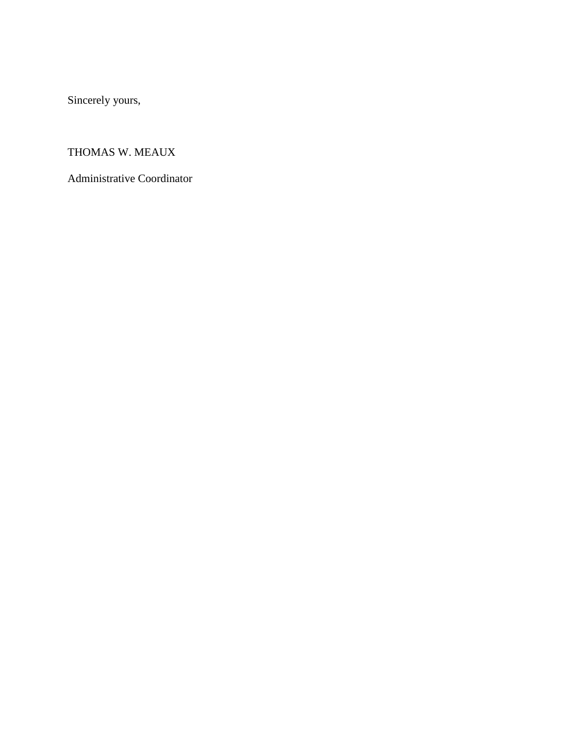Sincerely yours,

THOMAS W. MEAUX

Administrative Coordinator